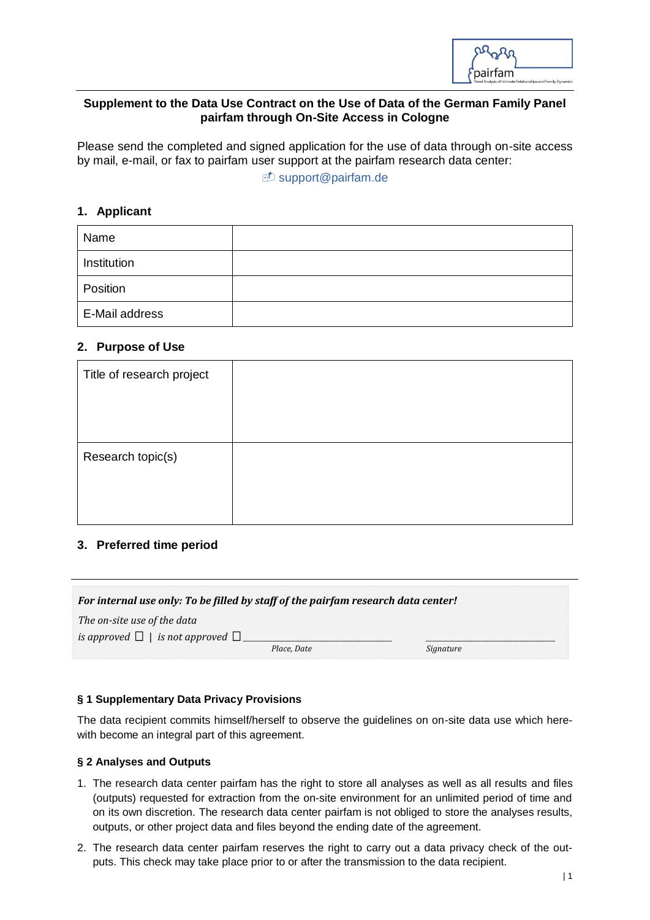## Supplement to the Data Use Contract on the Use of Data of the German Family Panel pairfam through On-Site Access in Cologne

Please send the completed and signed application for the use of data through on-site access by mail, e-mail, or fax to pairfam user support at the pairfam research data center:

support@pairfam.de

### 1. Applicant

| Name | |
|---|---|
| Institution | |
| Position | |
| E-Mail address | |

### 2. Purpose of Use

| Title of research project | |
|---|---|
| Research topic(s) | |

### 3. Preferred time period

---

***For internal use only: To be filled by staff of the pairfam research data center!***

*The on-site use of the data*

*is approved* ☐ | *is not approved* ☐ ______________________________ ______________________________

*Place, Date* *Signature*

#### § 1 Supplementary Data Privacy Provisions

The data recipient commits himself/herself to observe the guidelines on on-site data use which herewith become an integral part of this agreement.

#### § 2 Analyses and Outputs

1. The research data center pairfam has the right to store all analyses as well as all results and files (outputs) requested for extraction from the on-site environment for an unlimited period of time and on its own discretion. The research data center pairfam is not obliged to store the analyses results, outputs, or other project data and files beyond the ending date of the agreement.
2. The research data center pairfam reserves the right to carry out a data privacy check of the outputs. This check may take place prior to or after the transmission to the data recipient.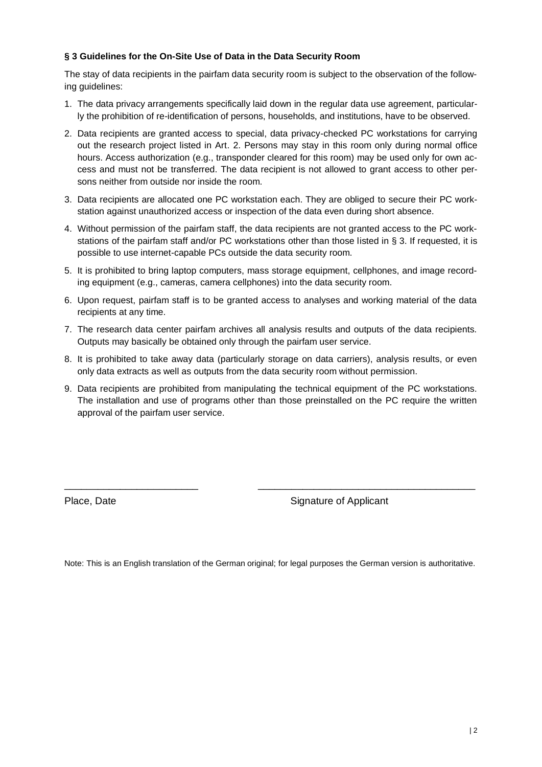**§ 3 Guidelines for the On-Site Use of Data in the Data Security Room**

The stay of data recipients in the pairfam data security room is subject to the observation of the following guidelines:

1. The data privacy arrangements specifically laid down in the regular data use agreement, particularly the prohibition of re-identification of persons, households, and institutions, have to be observed.
2. Data recipients are granted access to special, data privacy-checked PC workstations for carrying out the research project listed in Art. 2. Persons may stay in this room only during normal office hours. Access authorization (e.g., transponder cleared for this room) may be used only for own access and must not be transferred. The data recipient is not allowed to grant access to other persons neither from outside nor inside the room.
3. Data recipients are allocated one PC workstation each. They are obliged to secure their PC workstation against unauthorized access or inspection of the data even during short absence.
4. Without permission of the pairfam staff, the data recipients are not granted access to the PC workstations of the pairfam staff and/or PC workstations other than those listed in § 3. If requested, it is possible to use internet-capable PCs outside the data security room.
5. It is prohibited to bring laptop computers, mass storage equipment, cellphones, and image recording equipment (e.g., cameras, camera cellphones) into the data security room.
6. Upon request, pairfam staff is to be granted access to analyses and working material of the data recipients at any time.
7. The research data center pairfam archives all analysis results and outputs of the data recipients. Outputs may basically be obtained only through the pairfam user service.
8. It is prohibited to take away data (particularly storage on data carriers), analysis results, or even only data extracts as well as outputs from the data security room without permission.
9. Data recipients are prohibited from manipulating the technical equipment of the PC workstations. The installation and use of programs other than those preinstalled on the PC require the written approval of the pairfam user service.

\_\_\_\_\_\_\_\_\_\_\_\_\_\_\_\_\_\_\_\_\_\_\_\_\_\_ \_\_\_\_\_\_\_\_\_\_\_\_\_\_\_\_\_\_\_\_\_\_\_\_\_\_\_\_\_\_\_\_\_\_\_\_\_\_\_\_\_\_\_\_

Place, Date Signature of Applicant

Note: This is an English translation of the German original; for legal purposes the German version is authoritative.